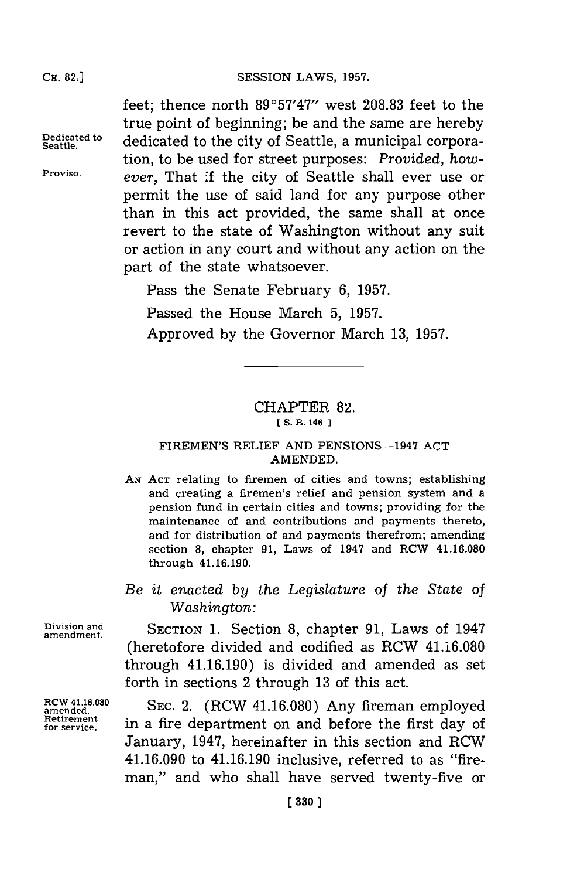feet; thence north 89°57'47" west 208.83 feet to the true point of beginning; be and the same are hereby dedicated to the city of Seattle, a municipal corporation, to be used for street purposes: *Provided, however,* That if the city of Seattle shall ever use or permit the use of said land for any purpose other than in this act provided, the same shall at once revert to the state of Washington without any suit or action in any court and without any action on the part of the state whatsoever.

Dedicated to Seattle.

Proviso.

Pass the Senate February 6, 1957.

Passed the House March 5, 1957.

Approved by the Governor March 13, 1957.

---

## CHAPTER 82.

[ S. B. 146. ]

### FIREMEN'S RELIEF AND PENSIONS—1947 ACT AMENDED.

AN ACT relating to firemen of cities and towns; establishing and creating a firemen's relief and pension system and a pension fund in certain cities and towns; providing for the maintenance of and contributions and payments thereto, and for distribution of and payments therefrom; amending section 8, chapter 91, Laws of 1947 and RCW 41.16.080 through 41.16.190.

*Be it enacted by the Legislature of the State of Washington:*

Division and amendment.

SECTION 1. Section 8, chapter 91, Laws of 1947 (heretofore divided and codified as RCW 41.16.080 through 41.16.190) is divided and amended as set forth in sections 2 through 13 of this act.

RCW 41.16.080 amended. Retirement for service.

SEC. 2. (RCW 41.16.080) Any fireman employed in a fire department on and before the first day of January, 1947, hereinafter in this section and RCW 41.16.090 to 41.16.190 inclusive, referred to as "fireman," and who shall have served twenty-five or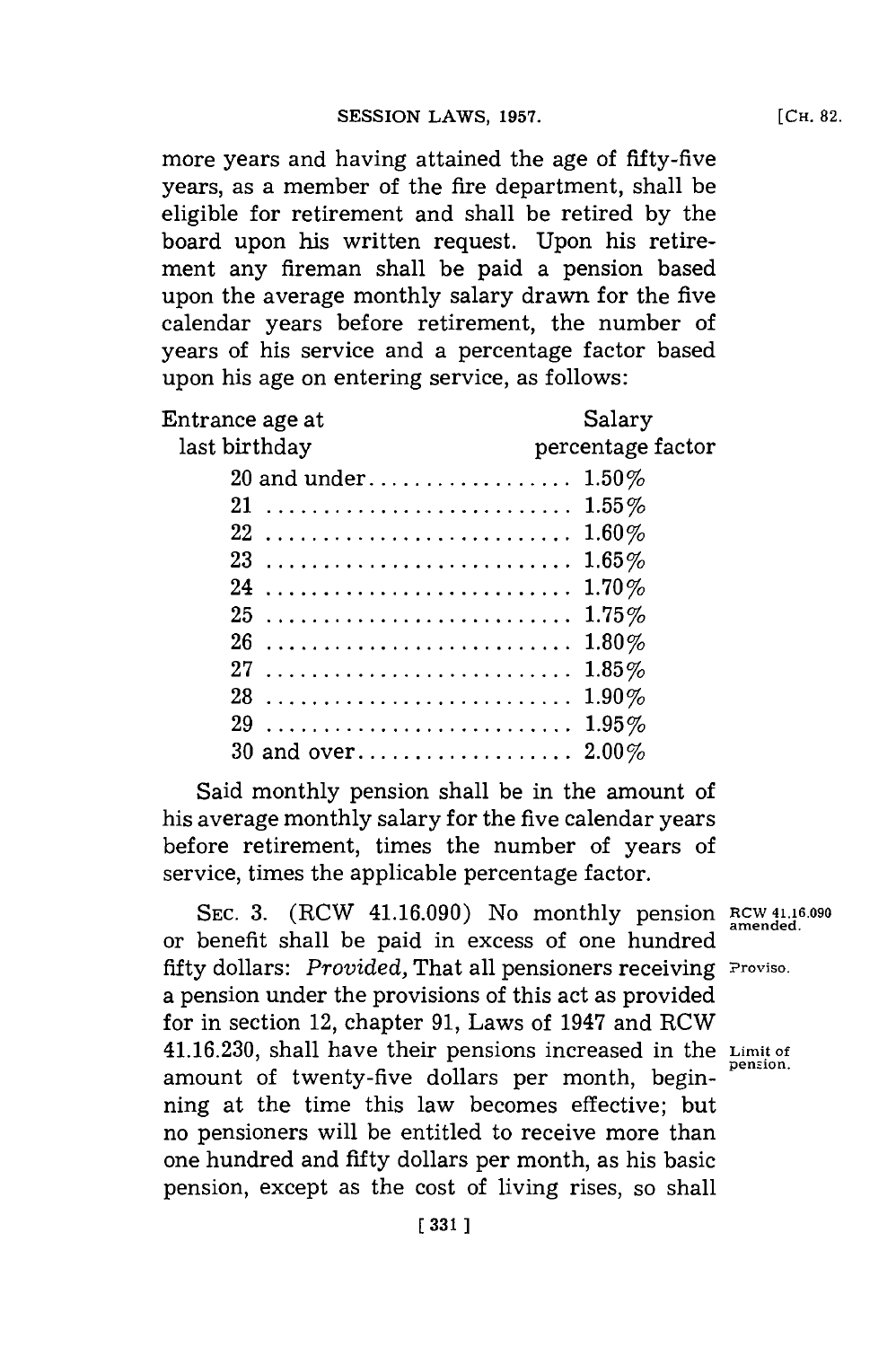more years and having attained the age of fifty-five years, as a member of the fire department, shall be eligible for retirement and shall be retired by the board upon his written request. Upon his retirement any fireman shall be paid a pension based upon the average monthly salary drawn for the five calendar years before retirement, the number of years of his service and a percentage factor based upon his age on entering service, as follows:

| Entrance age at last birthday | Salary percentage factor |
|---|---|
| 20 and under | 1.50% |
| 21 | 1.55% |
| 22 | 1.60% |
| 23 | 1.65% |
| 24 | 1.70% |
| 25 | 1.75% |
| 26 | 1.80% |
| 27 | 1.85% |
| 28 | 1.90% |
| 29 | 1.95% |
| 30 and over | 2.00% |

Said monthly pension shall be in the amount of his average monthly salary for the five calendar years before retirement, times the number of years of service, times the applicable percentage factor.

RCW 41.16.090 amended.

SEC. 3. (RCW 41.16.090) No monthly pension or benefit shall be paid in excess of one hundred fifty dollars: *Provided,* That all pensioners receiving a pension under the provisions of this act as provided for in section 12, chapter 91, Laws of 1947 and RCW 41.16.230, shall have their pensions increased in the amount of twenty-five dollars per month, beginning at the time this law becomes effective; but no pensioners will be entitled to receive more than one hundred and fifty dollars per month, as his basic pension, except as the cost of living rises, so shall

Proviso.

Limit of pension.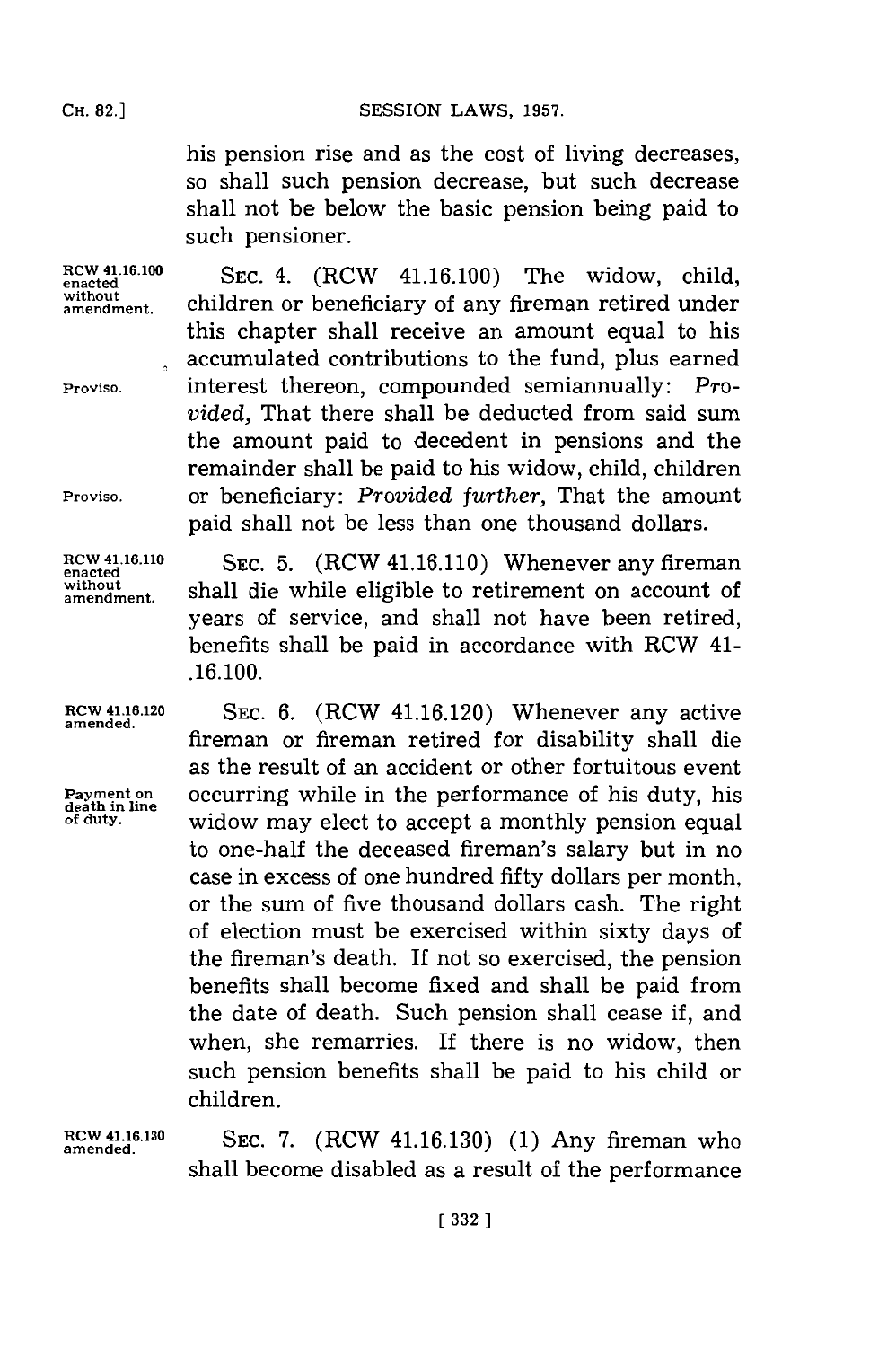his pension rise and as the cost of living decreases, so shall such pension decrease, but such decrease shall not be below the basic pension being paid to such pensioner.

RCW 41.16.100 enacted without amendment.

SEC. 4. (RCW 41.16.100) The widow, child, children or beneficiary of any fireman retired under this chapter shall receive an amount equal to his accumulated contributions to the fund, plus earned interest thereon, compounded semiannually: *Provided*, That there shall be deducted from said sum the amount paid to decedent in pensions and the remainder shall be paid to his widow, child, children or beneficiary: *Provided further*, That the amount paid shall not be less than one thousand dollars.

Proviso.

Proviso.

RCW 41.16.110 enacted without amendment.

SEC. 5. (RCW 41.16.110) Whenever any fireman shall die while eligible to retirement on account of years of service, and shall not have been retired, benefits shall be paid in accordance with RCW 41-.16.100.

RCW 41.16.120 amended.

Payment on death in line of duty.

SEC. 6. (RCW 41.16.120) Whenever any active fireman or fireman retired for disability shall die as the result of an accident or other fortuitous event occurring while in the performance of his duty, his widow may elect to accept a monthly pension equal to one-half the deceased fireman's salary but in no case in excess of one hundred fifty dollars per month, or the sum of five thousand dollars cash. The right of election must be exercised within sixty days of the fireman's death. If not so exercised, the pension benefits shall become fixed and shall be paid from the date of death. Such pension shall cease if, and when, she remarries. If there is no widow, then such pension benefits shall be paid to his child or children.

RCW 41.16.130 amended.

SEC. 7. (RCW 41.16.130) (1) Any fireman who shall become disabled as a result of the performance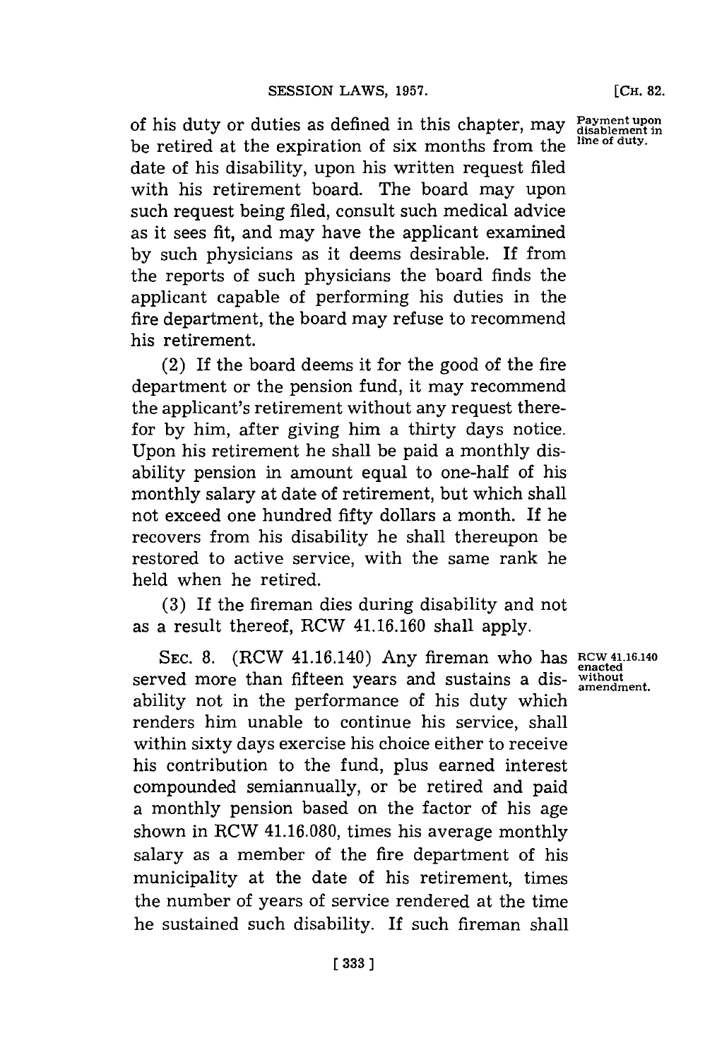of his duty or duties as defined in this chapter, may be retired at the expiration of six months from the date of his disability, upon his written request filed with his retirement board. The board may upon such request being filed, consult such medical advice as it sees fit, and may have the applicant examined by such physicians as it deems desirable. If from the reports of such physicians the board finds the applicant capable of performing his duties in the fire department, the board may refuse to recommend his retirement.

Payment upon disablement in line of duty.

(2) If the board deems it for the good of the fire department or the pension fund, it may recommend the applicant's retirement without any request therefor by him, after giving him a thirty days notice. Upon his retirement he shall be paid a monthly disability pension in amount equal to one-half of his monthly salary at date of retirement, but which shall not exceed one hundred fifty dollars a month. If he recovers from his disability he shall thereupon be restored to active service, with the same rank he held when he retired.

(3) If the fireman dies during disability and not as a result thereof, RCW 41.16.160 shall apply.

SEC. 8. (RCW 41.16.140) Any fireman who has served more than fifteen years and sustains a disability not in the performance of his duty which renders him unable to continue his service, shall within sixty days exercise his choice either to receive his contribution to the fund, plus earned interest compounded semiannually, or be retired and paid a monthly pension based on the factor of his age shown in RCW 41.16.080, times his average monthly salary as a member of the fire department of his municipality at the date of his retirement, times the number of years of service rendered at the time he sustained such disability. If such fireman shall

RCW 41.16.140 enacted without amendment.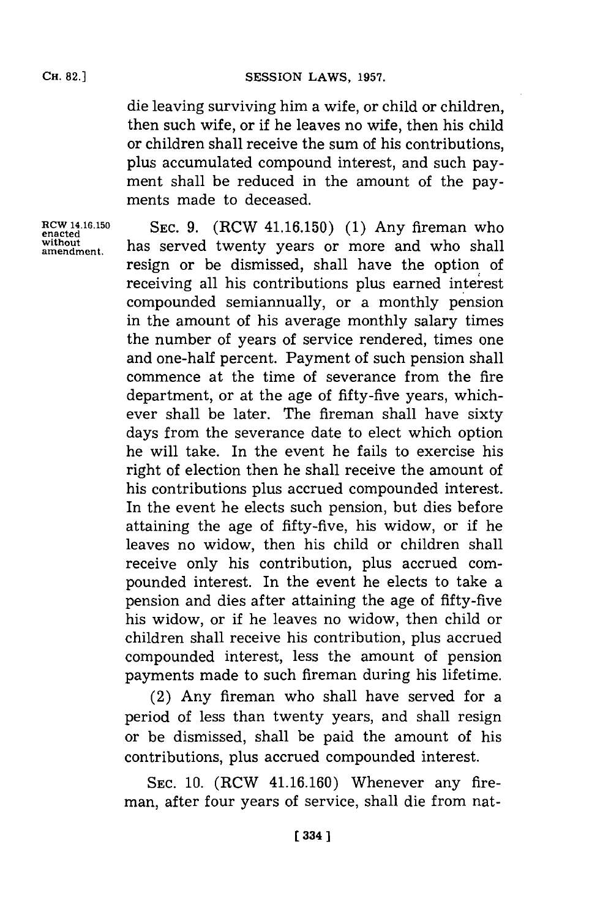die leaving surviving him a wife, or child or children, then such wife, or if he leaves no wife, then his child or children shall receive the sum of his contributions, plus accumulated compound interest, and such payment shall be reduced in the amount of the payments made to deceased.

RCW 14.16.150 enacted without amendment.

SEC. 9. (RCW 41.16.150) (1) Any fireman who has served twenty years or more and who shall resign or be dismissed, shall have the option of receiving all his contributions plus earned interest compounded semiannually, or a monthly pension in the amount of his average monthly salary times the number of years of service rendered, times one and one-half percent. Payment of such pension shall commence at the time of severance from the fire department, or at the age of fifty-five years, whichever shall be later. The fireman shall have sixty days from the severance date to elect which option he will take. In the event he fails to exercise his right of election then he shall receive the amount of his contributions plus accrued compounded interest. In the event he elects such pension, but dies before attaining the age of fifty-five, his widow, or if he leaves no widow, then his child or children shall receive only his contribution, plus accrued compounded interest. In the event he elects to take a pension and dies after attaining the age of fifty-five his widow, or if he leaves no widow, then child or children shall receive his contribution, plus accrued compounded interest, less the amount of pension payments made to such fireman during his lifetime.

(2) Any fireman who shall have served for a period of less than twenty years, and shall resign or be dismissed, shall be paid the amount of his contributions, plus accrued compounded interest.

SEC. 10. (RCW 41.16.160) Whenever any fireman, after four years of service, shall die from nat-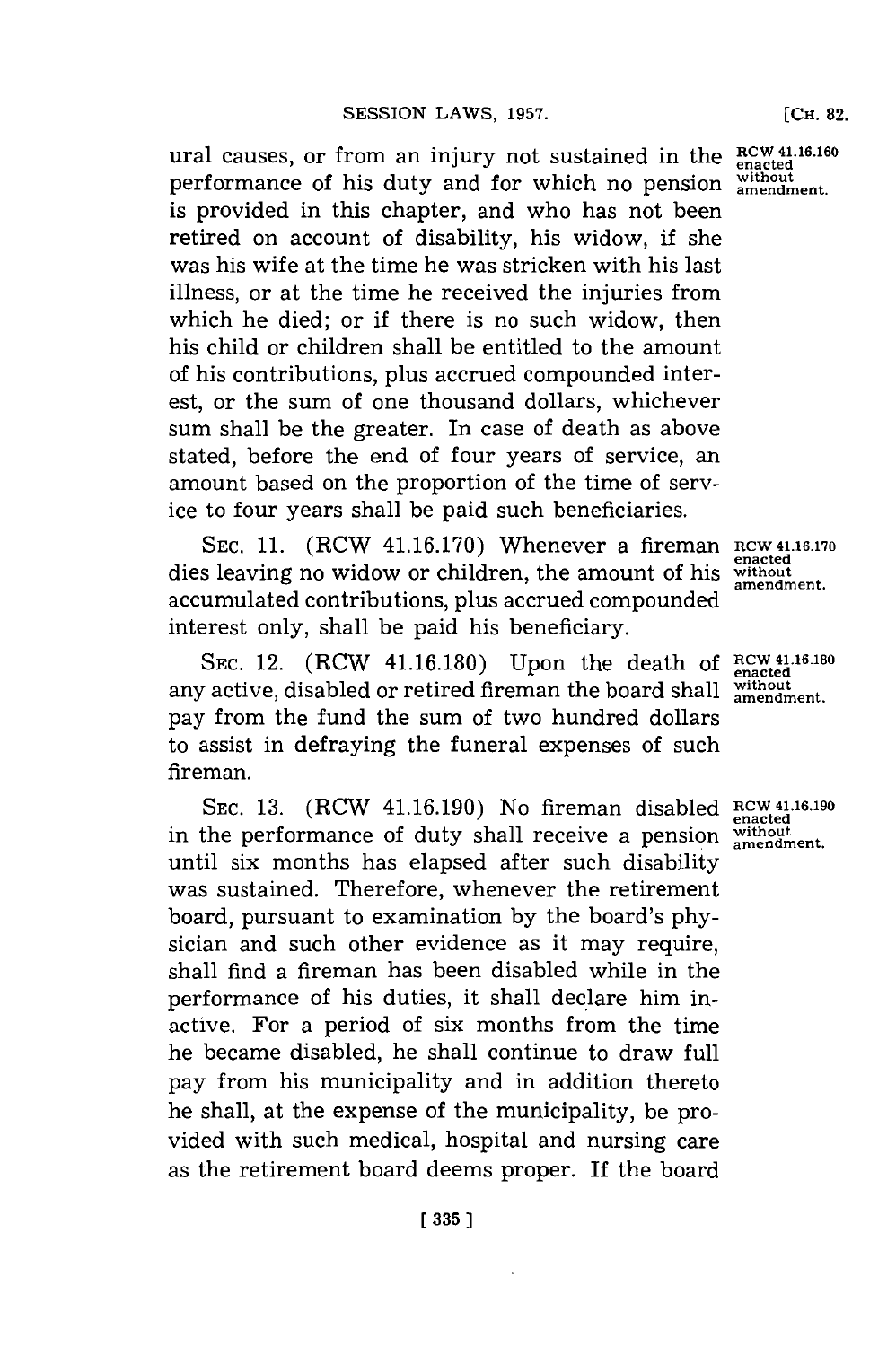ural causes, or from an injury not sustained in the performance of his duty and for which no pension is provided in this chapter, and who has not been retired on account of disability, his widow, if she was his wife at the time he was stricken with his last illness, or at the time he received the injuries from which he died; or if there is no such widow, then his child or children shall be entitled to the amount of his contributions, plus accrued compounded interest, or the sum of one thousand dollars, whichever sum shall be the greater. In case of death as above stated, before the end of four years of service, an amount based on the proportion of the time of service to four years shall be paid such beneficiaries.

RCW 41.16.160 enacted without amendment.

SEC. 11. (RCW 41.16.170) Whenever a fireman dies leaving no widow or children, the amount of his accumulated contributions, plus accrued compounded interest only, shall be paid his beneficiary.

RCW 41.16.170 enacted without amendment.

SEC. 12. (RCW 41.16.180) Upon the death of any active, disabled or retired fireman the board shall pay from the fund the sum of two hundred dollars to assist in defraying the funeral expenses of such fireman.

RCW 41.16.180 enacted without amendment.

SEC. 13. (RCW 41.16.190) No fireman disabled in the performance of duty shall receive a pension until six months has elapsed after such disability was sustained. Therefore, whenever the retirement board, pursuant to examination by the board's physician and such other evidence as it may require, shall find a fireman has been disabled while in the performance of his duties, it shall declare him inactive. For a period of six months from the time he became disabled, he shall continue to draw full pay from his municipality and in addition thereto he shall, at the expense of the municipality, be provided with such medical, hospital and nursing care as the retirement board deems proper. If the board

RCW 41.16.190 enacted without amendment.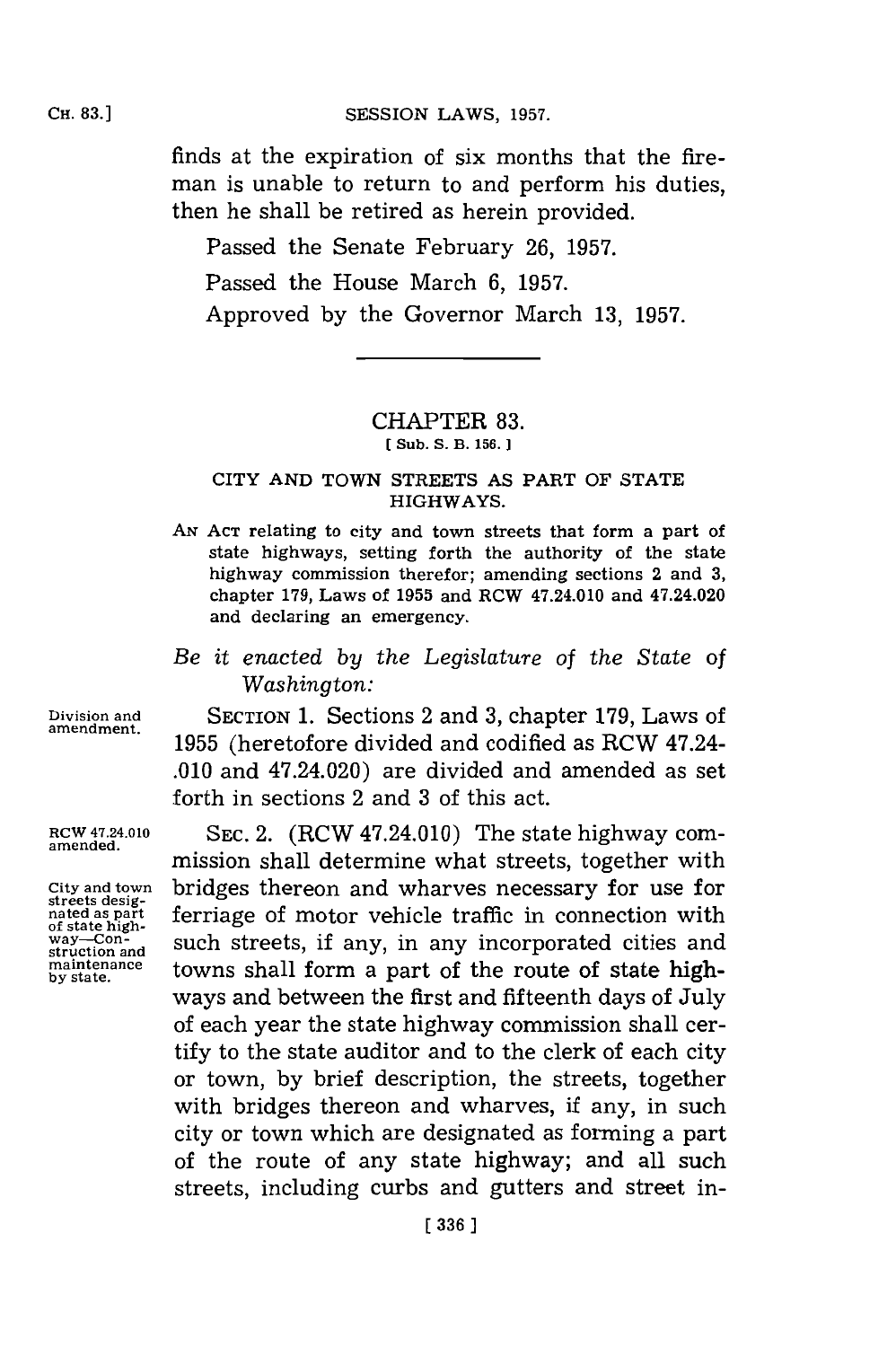finds at the expiration of six months that the fireman is unable to return to and perform his duties, then he shall be retired as herein provided.

Passed the Senate February 26, 1957.

Passed the House March 6, 1957.

Approved by the Governor March 13, 1957.

## CHAPTER 83.

[ Sub. S. B. 156. ]

### CITY AND TOWN STREETS AS PART OF STATE HIGHWAYS.

AN ACT relating to city and town streets that form a part of state highways, setting forth the authority of the state highway commission therefor; amending sections 2 and 3, chapter 179, Laws of 1955 and RCW 47.24.010 and 47.24.020 and declaring an emergency.

*Be it enacted by the Legislature of the State of Washington:*

Division and amendment.

SECTION 1. Sections 2 and 3, chapter 179, Laws of 1955 (heretofore divided and codified as RCW 47.24.010 and 47.24.020) are divided and amended as set forth in sections 2 and 3 of this act.

RCW 47.24.010 amended.

City and town streets designated as part of state highway—Construction and maintenance by state.

SEC. 2. (RCW 47.24.010) The state highway commission shall determine what streets, together with bridges thereon and wharves necessary for use for ferriage of motor vehicle traffic in connection with such streets, if any, in any incorporated cities and towns shall form a part of the route of state highways and between the first and fifteenth days of July of each year the state highway commission shall certify to the state auditor and to the clerk of each city or town, by brief description, the streets, together with bridges thereon and wharves, if any, in such city or town which are designated as forming a part of the route of any state highway; and all such streets, including curbs and gutters and street in-